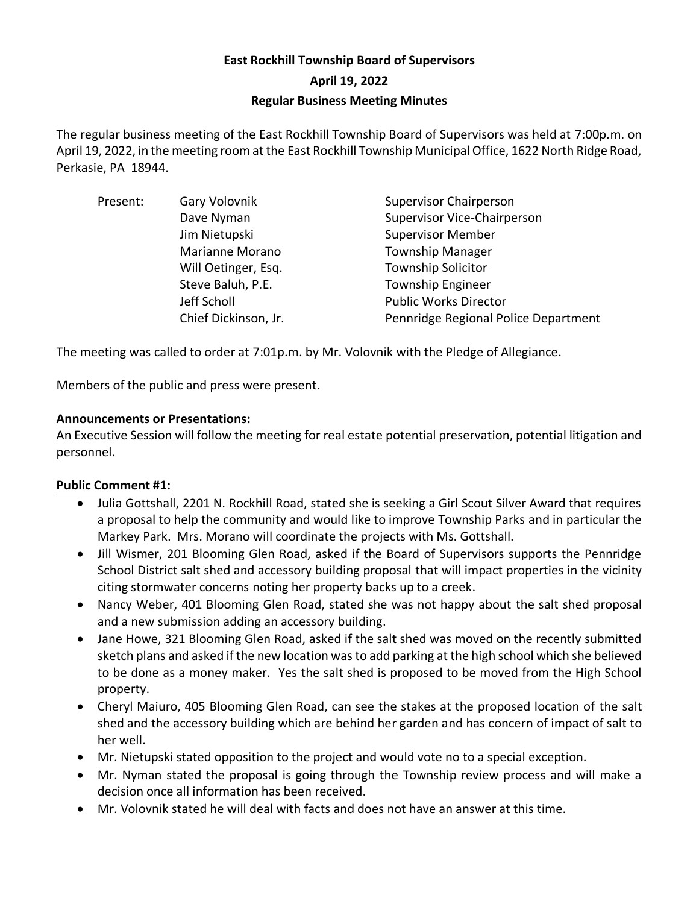# East Rockhill Township Board of Supervisors

## April 19, 2022

## Regular Business Meeting Minutes

The regular business meeting of the East Rockhill Township Board of Supervisors was held at 7:00p.m. on April 19, 2022, in the meeting room at the East Rockhill Township Municipal Office, 1622 North Ridge Road, Perkasie, PA 18944.

| Present: | Gary Volovnik | Supervisor Chairperson |
|---|---|---|
| | Dave Nyman | Supervisor Vice-Chairperson |
| | Jim Nietupski | Supervisor Member |
| | Marianne Morano | Township Manager |
| | Will Oetinger, Esq. | Township Solicitor |
| | Steve Baluh, P.E. | Township Engineer |
| | Jeff Scholl | Public Works Director |
| | Chief Dickinson, Jr. | Pennridge Regional Police Department |

The meeting was called to order at 7:01p.m. by Mr. Volovnik with the Pledge of Allegiance.

Members of the public and press were present.

**Announcements or Presentations:**

An Executive Session will follow the meeting for real estate potential preservation, potential litigation and personnel.

**Public Comment #1:**

- Julia Gottshall, 2201 N. Rockhill Road, stated she is seeking a Girl Scout Silver Award that requires a proposal to help the community and would like to improve Township Parks and in particular the Markey Park. Mrs. Morano will coordinate the projects with Ms. Gottshall.
- Jill Wismer, 201 Blooming Glen Road, asked if the Board of Supervisors supports the Pennridge School District salt shed and accessory building proposal that will impact properties in the vicinity citing stormwater concerns noting her property backs up to a creek.
- Nancy Weber, 401 Blooming Glen Road, stated she was not happy about the salt shed proposal and a new submission adding an accessory building.
- Jane Howe, 321 Blooming Glen Road, asked if the salt shed was moved on the recently submitted sketch plans and asked if the new location was to add parking at the high school which she believed to be done as a money maker. Yes the salt shed is proposed to be moved from the High School property.
- Cheryl Maiuro, 405 Blooming Glen Road, can see the stakes at the proposed location of the salt shed and the accessory building which are behind her garden and has concern of impact of salt to her well.
- Mr. Nietupski stated opposition to the project and would vote no to a special exception.
- Mr. Nyman stated the proposal is going through the Township review process and will make a decision once all information has been received.
- Mr. Volovnik stated he will deal with facts and does not have an answer at this time.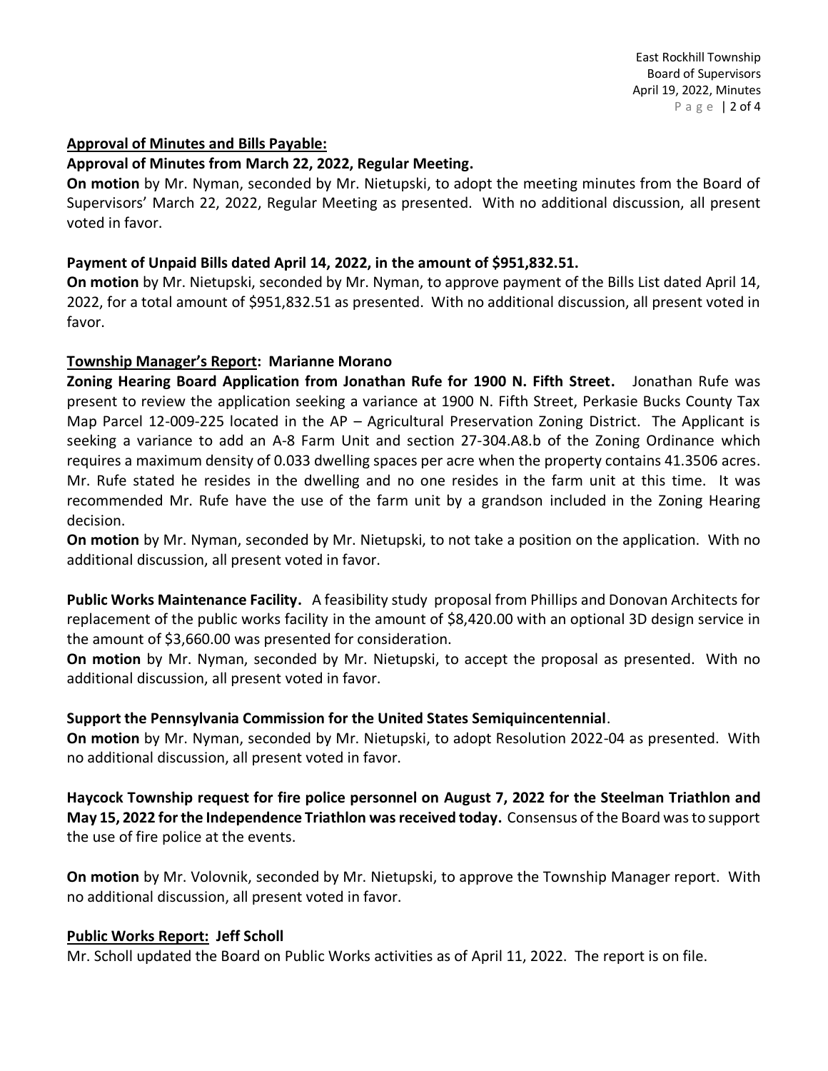**Approval of Minutes and Bills Payable:**

**Approval of Minutes from March 22, 2022, Regular Meeting.**

**On motion** by Mr. Nyman, seconded by Mr. Nietupski, to adopt the meeting minutes from the Board of Supervisors' March 22, 2022, Regular Meeting as presented. With no additional discussion, all present voted in favor.

**Payment of Unpaid Bills dated April 14, 2022, in the amount of $951,832.51.**

**On motion** by Mr. Nietupski, seconded by Mr. Nyman, to approve payment of the Bills List dated April 14, 2022, for a total amount of $951,832.51 as presented. With no additional discussion, all present voted in favor.

**Township Manager's Report: Marianne Morano**

**Zoning Hearing Board Application from Jonathan Rufe for 1900 N. Fifth Street.** Jonathan Rufe was present to review the application seeking a variance at 1900 N. Fifth Street, Perkasie Bucks County Tax Map Parcel 12-009-225 located in the AP – Agricultural Preservation Zoning District. The Applicant is seeking a variance to add an A-8 Farm Unit and section 27-304.A8.b of the Zoning Ordinance which requires a maximum density of 0.033 dwelling spaces per acre when the property contains 41.3506 acres. Mr. Rufe stated he resides in the dwelling and no one resides in the farm unit at this time. It was recommended Mr. Rufe have the use of the farm unit by a grandson included in the Zoning Hearing decision.

**On motion** by Mr. Nyman, seconded by Mr. Nietupski, to not take a position on the application. With no additional discussion, all present voted in favor.

**Public Works Maintenance Facility.** A feasibility study proposal from Phillips and Donovan Architects for replacement of the public works facility in the amount of $8,420.00 with an optional 3D design service in the amount of $3,660.00 was presented for consideration.

**On motion** by Mr. Nyman, seconded by Mr. Nietupski, to accept the proposal as presented. With no additional discussion, all present voted in favor.

**Support the Pennsylvania Commission for the United States Semiquincentennial**.

**On motion** by Mr. Nyman, seconded by Mr. Nietupski, to adopt Resolution 2022-04 as presented. With no additional discussion, all present voted in favor.

**Haycock Township request for fire police personnel on August 7, 2022 for the Steelman Triathlon and May 15, 2022 for the Independence Triathlon was received today.** Consensus of the Board was to support the use of fire police at the events.

**On motion** by Mr. Volovnik, seconded by Mr. Nietupski, to approve the Township Manager report. With no additional discussion, all present voted in favor.

**Public Works Report: Jeff Scholl**

Mr. Scholl updated the Board on Public Works activities as of April 11, 2022. The report is on file.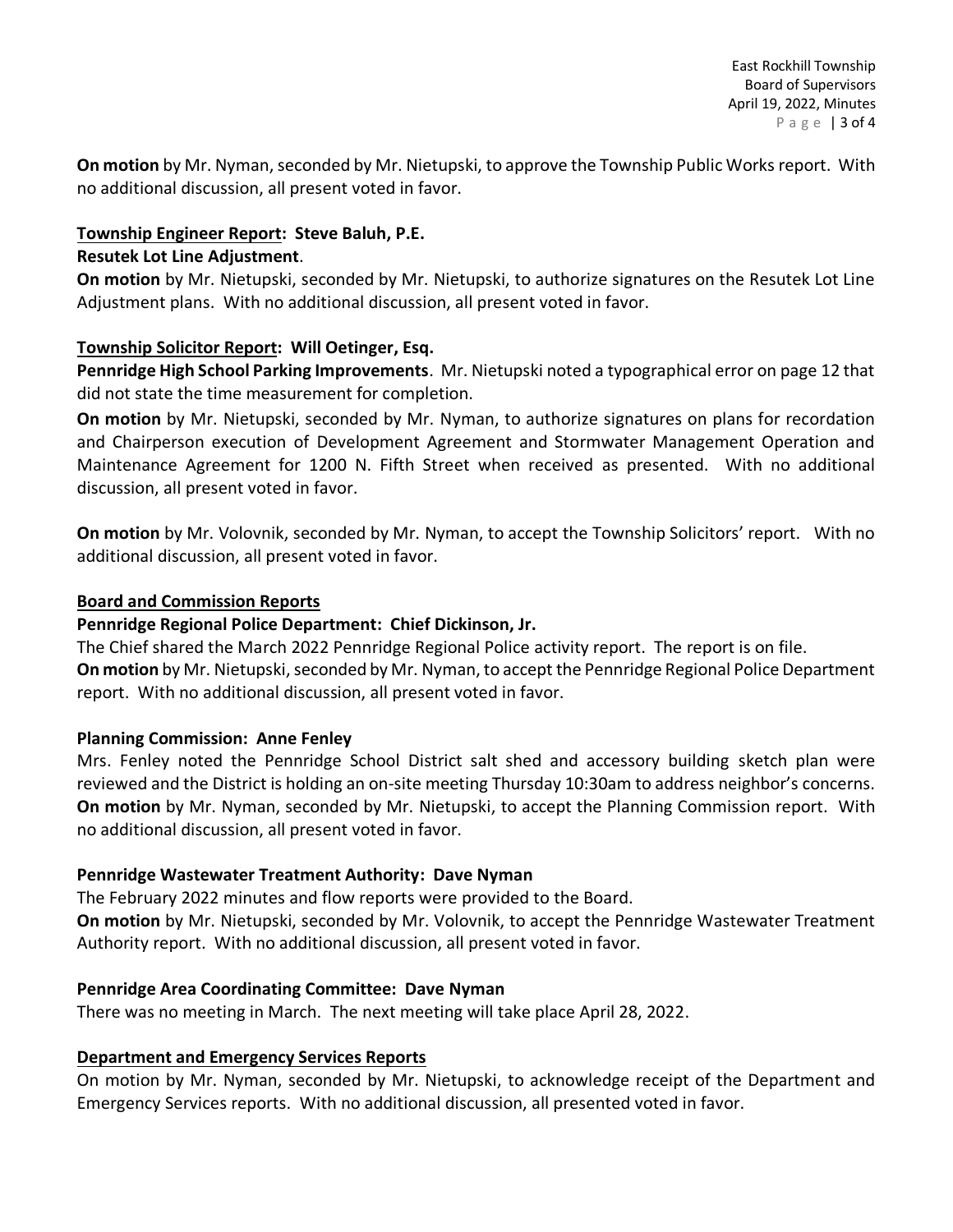**On motion** by Mr. Nyman, seconded by Mr. Nietupski, to approve the Township Public Works report. With no additional discussion, all present voted in favor.

## Township Engineer Report: Steve Baluh, P.E.

**Resutek Lot Line Adjustment**.

**On motion** by Mr. Nietupski, seconded by Mr. Nietupski, to authorize signatures on the Resutek Lot Line Adjustment plans. With no additional discussion, all present voted in favor.

## Township Solicitor Report: Will Oetinger, Esq.

**Pennridge High School Parking Improvements**. Mr. Nietupski noted a typographical error on page 12 that did not state the time measurement for completion.

**On motion** by Mr. Nietupski, seconded by Mr. Nyman, to authorize signatures on plans for recordation and Chairperson execution of Development Agreement and Stormwater Management Operation and Maintenance Agreement for 1200 N. Fifth Street when received as presented. With no additional discussion, all present voted in favor.

**On motion** by Mr. Volovnik, seconded by Mr. Nyman, to accept the Township Solicitors' report. With no additional discussion, all present voted in favor.

## Board and Commission Reports

**Pennridge Regional Police Department: Chief Dickinson, Jr.**

The Chief shared the March 2022 Pennridge Regional Police activity report. The report is on file.

**On motion** by Mr. Nietupski, seconded by Mr. Nyman, to accept the Pennridge Regional Police Department report. With no additional discussion, all present voted in favor.

**Planning Commission: Anne Fenley**

Mrs. Fenley noted the Pennridge School District salt shed and accessory building sketch plan were reviewed and the District is holding an on-site meeting Thursday 10:30am to address neighbor's concerns.

**On motion** by Mr. Nyman, seconded by Mr. Nietupski, to accept the Planning Commission report. With no additional discussion, all present voted in favor.

**Pennridge Wastewater Treatment Authority: Dave Nyman**

The February 2022 minutes and flow reports were provided to the Board.

**On motion** by Mr. Nietupski, seconded by Mr. Volovnik, to accept the Pennridge Wastewater Treatment Authority report. With no additional discussion, all present voted in favor.

**Pennridge Area Coordinating Committee: Dave Nyman**

There was no meeting in March. The next meeting will take place April 28, 2022.

## Department and Emergency Services Reports

On motion by Mr. Nyman, seconded by Mr. Nietupski, to acknowledge receipt of the Department and Emergency Services reports. With no additional discussion, all presented voted in favor.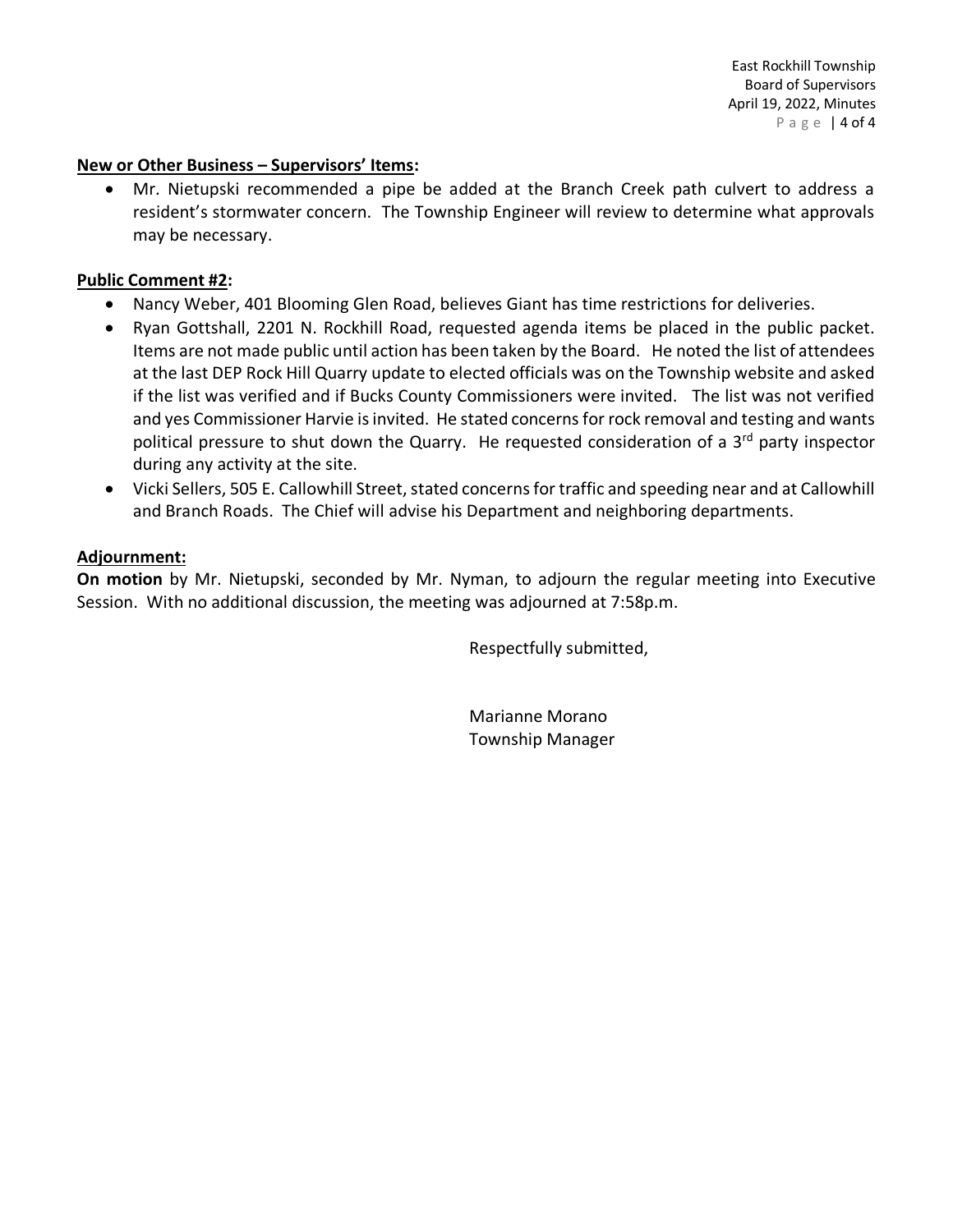**<u>New or Other Business – Supervisors' Items</u>:**

- Mr. Nietupski recommended a pipe be added at the Branch Creek path culvert to address a resident's stormwater concern. The Township Engineer will review to determine what approvals may be necessary.

**<u>Public Comment #2</u>:**

- Nancy Weber, 401 Blooming Glen Road, believes Giant has time restrictions for deliveries.
- Ryan Gottshall, 2201 N. Rockhill Road, requested agenda items be placed in the public packet. Items are not made public until action has been taken by the Board. He noted the list of attendees at the last DEP Rock Hill Quarry update to elected officials was on the Township website and asked if the list was verified and if Bucks County Commissioners were invited. The list was not verified and yes Commissioner Harvie is invited. He stated concerns for rock removal and testing and wants political pressure to shut down the Quarry. He requested consideration of a 3rd party inspector during any activity at the site.
- Vicki Sellers, 505 E. Callowhill Street, stated concerns for traffic and speeding near and at Callowhill and Branch Roads. The Chief will advise his Department and neighboring departments.

**<u>Adjournment</u>:**

**On motion** by Mr. Nietupski, seconded by Mr. Nyman, to adjourn the regular meeting into Executive Session. With no additional discussion, the meeting was adjourned at 7:58p.m.

Respectfully submitted,

Marianne Morano
Township Manager